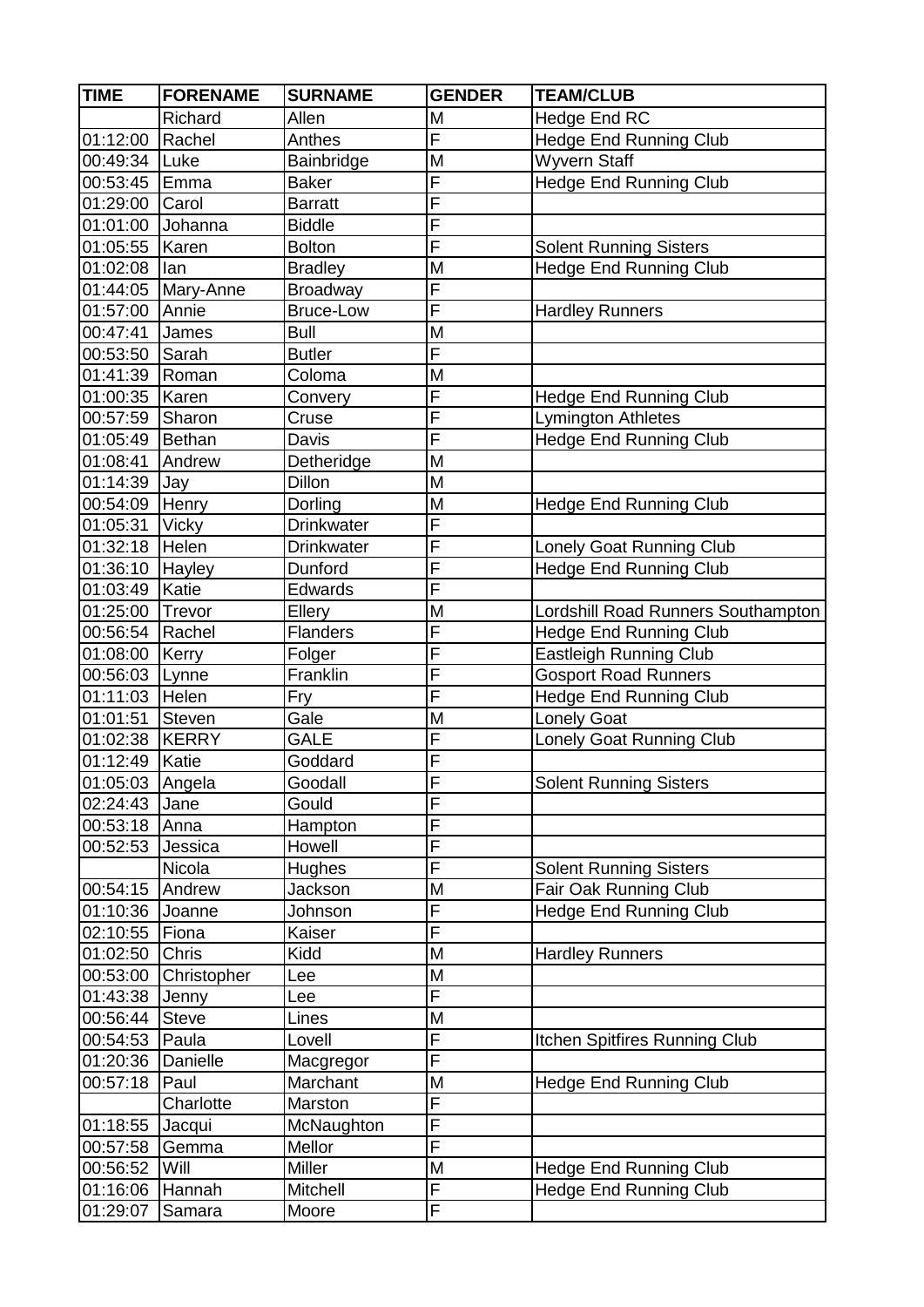| TIME | FORENAME | SURNAME | GENDER | TEAM/CLUB |
|---|---|---|---|---|
| | Richard | Allen | M | Hedge End RC |
| 01:12:00 | Rachel | Anthes | F | Hedge End Running Club |
| 00:49:34 | Luke | Bainbridge | M | Wyvern Staff |
| 00:53:45 | Emma | Baker | F | Hedge End Running Club |
| 01:29:00 | Carol | Barratt | F | |
| 01:01:00 | Johanna | Biddle | F | |
| 01:05:55 | Karen | Bolton | F | Solent Running Sisters |
| 01:02:08 | Ian | Bradley | M | Hedge End Running Club |
| 01:44:05 | Mary-Anne | Broadway | F | |
| 01:57:00 | Annie | Bruce-Low | F | Hardley Runners |
| 00:47:41 | James | Bull | M | |
| 00:53:50 | Sarah | Butler | F | |
| 01:41:39 | Roman | Coloma | M | |
| 01:00:35 | Karen | Convery | F | Hedge End Running Club |
| 00:57:59 | Sharon | Cruse | F | Lymington Athletes |
| 01:05:49 | Bethan | Davis | F | Hedge End Running Club |
| 01:08:41 | Andrew | Detheridge | M | |
| 01:14:39 | Jay | Dillon | M | |
| 00:54:09 | Henry | Dorling | M | Hedge End Running Club |
| 01:05:31 | Vicky | Drinkwater | F | |
| 01:32:18 | Helen | Drinkwater | F | Lonely Goat Running Club |
| 01:36:10 | Hayley | Dunford | F | Hedge End Running Club |
| 01:03:49 | Katie | Edwards | F | |
| 01:25:00 | Trevor | Ellery | M | Lordshill Road Runners Southampton |
| 00:56:54 | Rachel | Flanders | F | Hedge End Running Club |
| 01:08:00 | Kerry | Folger | F | Eastleigh Running Club |
| 00:56:03 | Lynne | Franklin | F | Gosport Road Runners |
| 01:11:03 | Helen | Fry | F | Hedge End Running Club |
| 01:01:51 | Steven | Gale | M | Lonely Goat |
| 01:02:38 | KERRY | GALE | F | Lonely Goat Running Club |
| 01:12:49 | Katie | Goddard | F | |
| 01:05:03 | Angela | Goodall | F | Solent Running Sisters |
| 02:24:43 | Jane | Gould | F | |
| 00:53:18 | Anna | Hampton | F | |
| 00:52:53 | Jessica | Howell | F | |
| | Nicola | Hughes | F | Solent Running Sisters |
| 00:54:15 | Andrew | Jackson | M | Fair Oak Running Club |
| 01:10:36 | Joanne | Johnson | F | Hedge End Running Club |
| 02:10:55 | Fiona | Kaiser | F | |
| 01:02:50 | Chris | Kidd | M | Hardley Runners |
| 00:53:00 | Christopher | Lee | M | |
| 01:43:38 | Jenny | Lee | F | |
| 00:56:44 | Steve | Lines | M | |
| 00:54:53 | Paula | Lovell | F | Itchen Spitfires Running Club |
| 01:20:36 | Danielle | Macgregor | F | |
| 00:57:18 | Paul | Marchant | M | Hedge End Running Club |
| | Charlotte | Marston | F | |
| 01:18:55 | Jacqui | McNaughton | F | |
| 00:57:58 | Gemma | Mellor | F | |
| 00:56:52 | Will | Miller | M | Hedge End Running Club |
| 01:16:06 | Hannah | Mitchell | F | Hedge End Running Club |
| 01:29:07 | Samara | Moore | F | |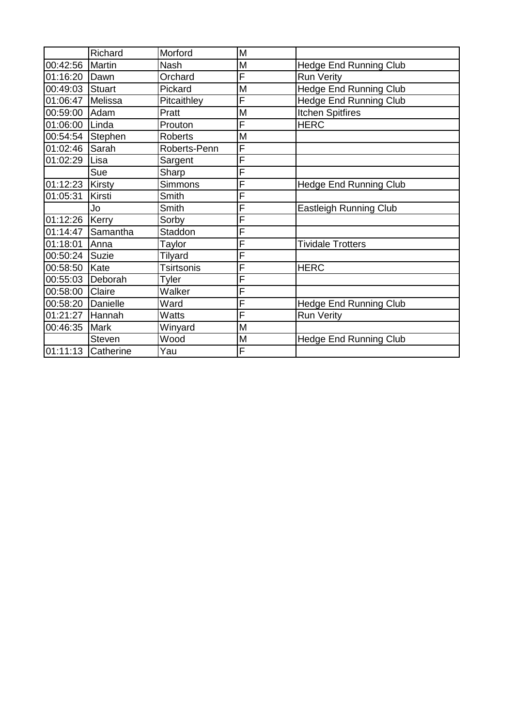| | | | | |
|---|---|---|---|---|
| | Richard | Morford | M | |
| 00:42:56 | Martin | Nash | M | Hedge End Running Club |
| 01:16:20 | Dawn | Orchard | F | Run Verity |
| 00:49:03 | Stuart | Pickard | M | Hedge End Running Club |
| 01:06:47 | Melissa | Pitcaithley | F | Hedge End Running Club |
| 00:59:00 | Adam | Pratt | M | Itchen Spitfires |
| 01:06:00 | Linda | Prouton | F | HERC |
| 00:54:54 | Stephen | Roberts | M | |
| 01:02:46 | Sarah | Roberts-Penn | F | |
| 01:02:29 | Lisa | Sargent | F | |
| | Sue | Sharp | F | |
| 01:12:23 | Kirsty | Simmons | F | Hedge End Running Club |
| 01:05:31 | Kirsti | Smith | F | |
| | Jo | Smith | F | Eastleigh Running Club |
| 01:12:26 | Kerry | Sorby | F | |
| 01:14:47 | Samantha | Staddon | F | |
| 01:18:01 | Anna | Taylor | F | Tividale Trotters |
| 00:50:24 | Suzie | Tilyard | F | |
| 00:58:50 | Kate | Tsirtsonis | F | HERC |
| 00:55:03 | Deborah | Tyler | F | |
| 00:58:00 | Claire | Walker | F | |
| 00:58:20 | Danielle | Ward | F | Hedge End Running Club |
| 01:21:27 | Hannah | Watts | F | Run Verity |
| 00:46:35 | Mark | Winyard | M | |
| | Steven | Wood | M | Hedge End Running Club |
| 01:11:13 | Catherine | Yau | F | |